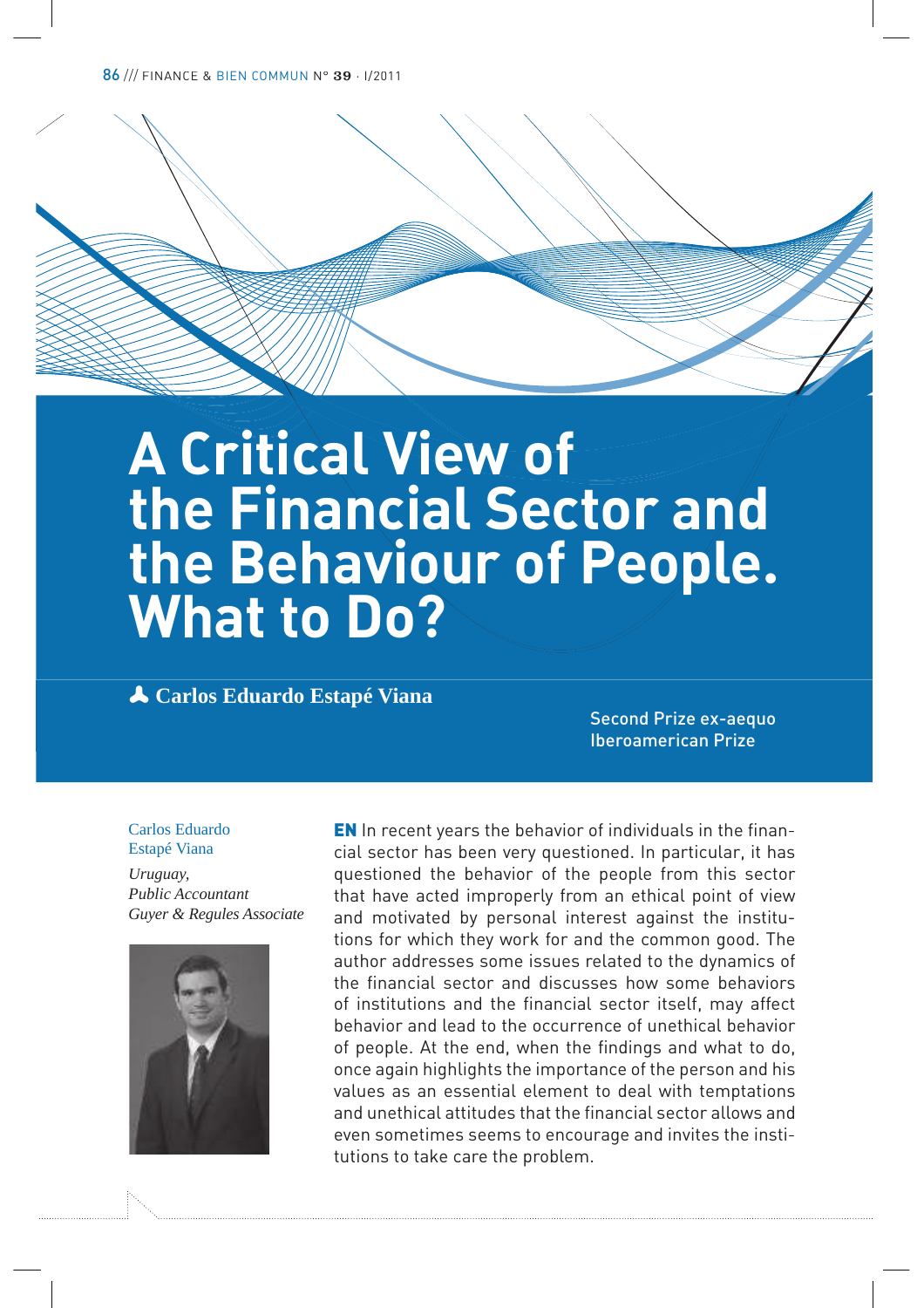# A Critical View of the Financial Sector and the Behaviour of People. What to Do?

**Carlos Eduardo Estapé Viana**

Second Prize ex-aequo
Iberoamerican Prize

Carlos Eduardo Estapé Viana

*Uruguay,*
*Public Accountant*
*Guyer & Regules Associate*

**EN** In recent years the behavior of individuals in the financial sector has been very questioned. In particular, it has questioned the behavior of the people from this sector that have acted improperly from an ethical point of view and motivated by personal interest against the institutions for which they work for and the common good. The author addresses some issues related to the dynamics of the financial sector and discusses how some behaviors of institutions and the financial sector itself, may affect behavior and lead to the occurrence of unethical behavior of people. At the end, when the findings and what to do, once again highlights the importance of the person and his values as an essential element to deal with temptations and unethical attitudes that the financial sector allows and even sometimes seems to encourage and invites the institutions to take care the problem.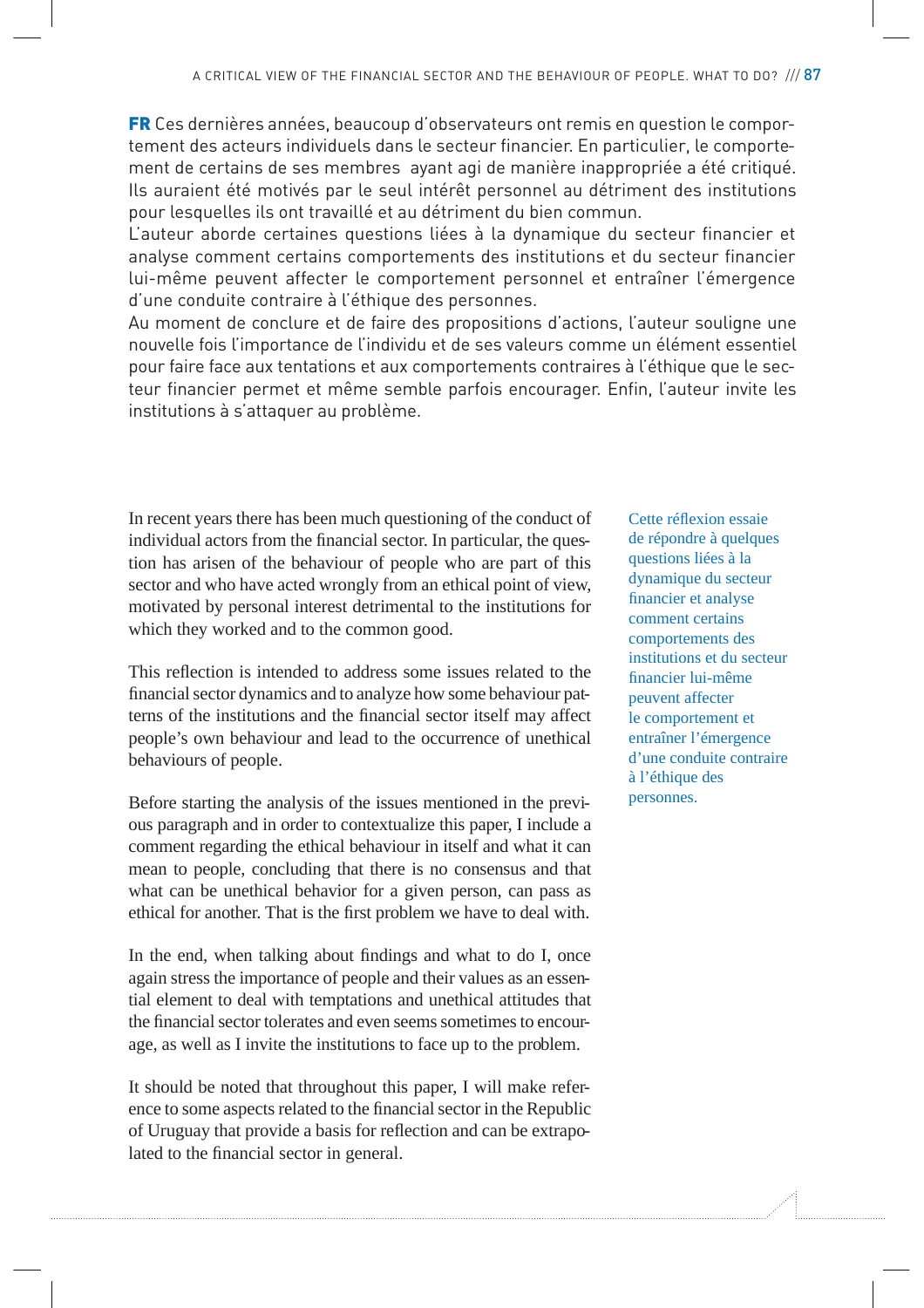**FR** Ces dernières années, beaucoup d'observateurs ont remis en question le comportement des acteurs individuels dans le secteur financier. En particulier, le comportement de certains de ses membres ayant agi de manière inappropriée a été critiqué. Ils auraient été motivés par le seul intérêt personnel au détriment des institutions pour lesquelles ils ont travaillé et au détriment du bien commun.

L'auteur aborde certaines questions liées à la dynamique du secteur financier et analyse comment certains comportements des institutions et du secteur financier lui-même peuvent affecter le comportement personnel et entraîner l'émergence d'une conduite contraire à l'éthique des personnes.

Au moment de conclure et de faire des propositions d'actions, l'auteur souligne une nouvelle fois l'importance de l'individu et de ses valeurs comme un élément essentiel pour faire face aux tentations et aux comportements contraires à l'éthique que le secteur financier permet et même semble parfois encourager. Enfin, l'auteur invite les institutions à s'attaquer au problème.

In recent years there has been much questioning of the conduct of individual actors from the financial sector. In particular, the question has arisen of the behaviour of people who are part of this sector and who have acted wrongly from an ethical point of view, motivated by personal interest detrimental to the institutions for which they worked and to the common good.

This reflection is intended to address some issues related to the financial sector dynamics and to analyze how some behaviour patterns of the institutions and the financial sector itself may affect people's own behaviour and lead to the occurrence of unethical behaviours of people.

Cette réflexion essaie de répondre à quelques questions liées à la dynamique du secteur financier et analyse comment certains comportements des institutions et du secteur financier lui-même peuvent affecter le comportement et entraîner l'émergence d'une conduite contraire à l'éthique des personnes.

Before starting the analysis of the issues mentioned in the previous paragraph and in order to contextualize this paper, I include a comment regarding the ethical behaviour in itself and what it can mean to people, concluding that there is no consensus and that what can be unethical behavior for a given person, can pass as ethical for another. That is the first problem we have to deal with.

In the end, when talking about findings and what to do I, once again stress the importance of people and their values as an essential element to deal with temptations and unethical attitudes that the financial sector tolerates and even seems sometimes to encourage, as well as I invite the institutions to face up to the problem.

It should be noted that throughout this paper, I will make reference to some aspects related to the financial sector in the Republic of Uruguay that provide a basis for reflection and can be extrapolated to the financial sector in general.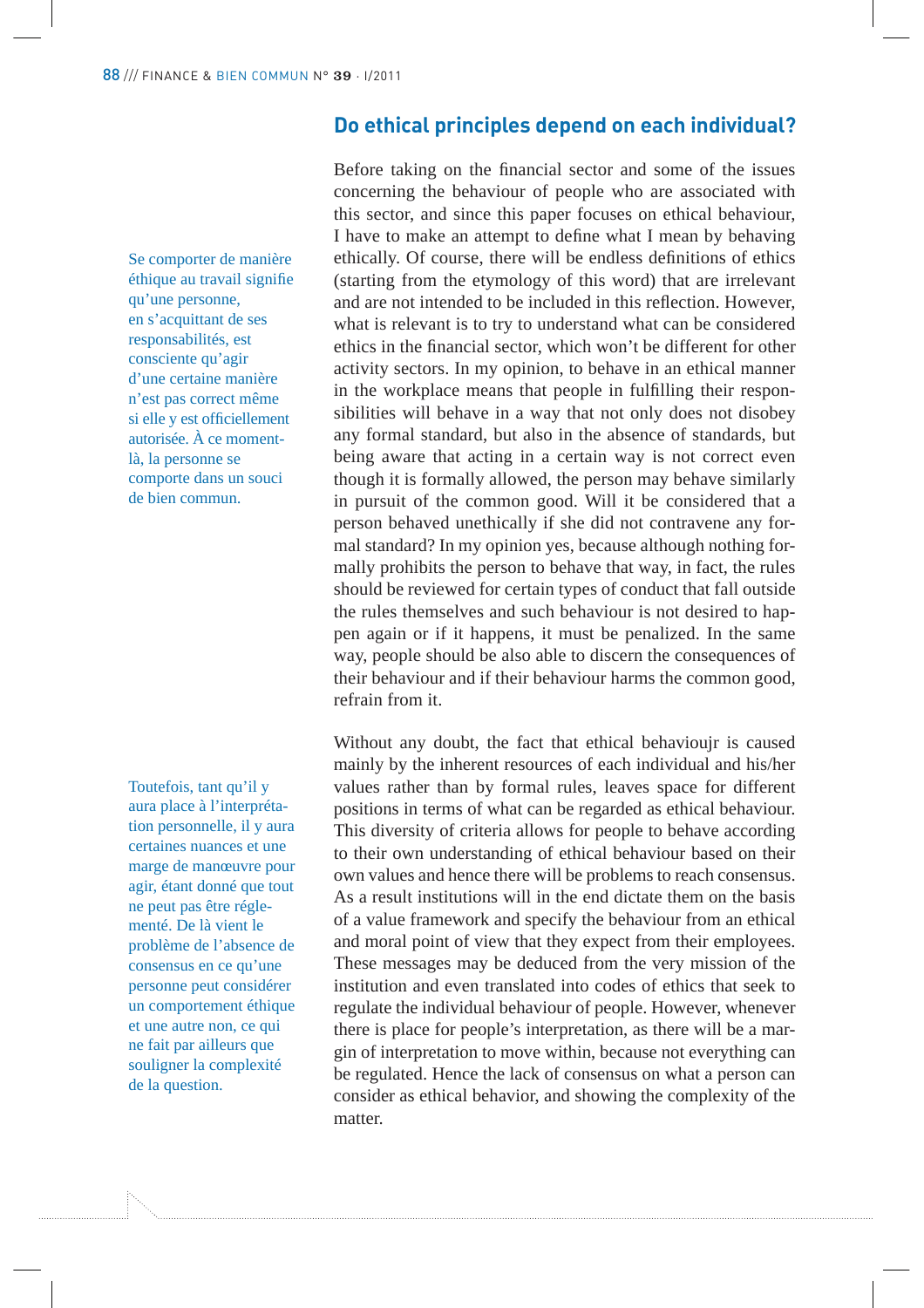## Do ethical principles depend on each individual?

Se comporter de manière éthique au travail signifie qu'une personne, en s'acquittant de ses responsabilités, est consciente qu'agir d'une certaine manière n'est pas correct même si elle y est officiellement autorisée. À ce moment-là, la personne se comporte dans un souci de bien commun.

Before taking on the financial sector and some of the issues concerning the behaviour of people who are associated with this sector, and since this paper focuses on ethical behaviour, I have to make an attempt to define what I mean by behaving ethically. Of course, there will be endless definitions of ethics (starting from the etymology of this word) that are irrelevant and are not intended to be included in this reflection. However, what is relevant is to try to understand what can be considered ethics in the financial sector, which won't be different for other activity sectors. In my opinion, to behave in an ethical manner in the workplace means that people in fulfilling their responsibilities will behave in a way that not only does not disobey any formal standard, but also in the absence of standards, but being aware that acting in a certain way is not correct even though it is formally allowed, the person may behave similarly in pursuit of the common good. Will it be considered that a person behaved unethically if she did not contravene any formal standard? In my opinion yes, because although nothing formally prohibits the person to behave that way, in fact, the rules should be reviewed for certain types of conduct that fall outside the rules themselves and such behaviour is not desired to happen again or if it happens, it must be penalized. In the same way, people should be also able to discern the consequences of their behaviour and if their behaviour harms the common good, refrain from it.

Toutefois, tant qu'il y aura place à l'interprétation personnelle, il y aura certaines nuances et une marge de manœuvre pour agir, étant donné que tout ne peut pas être réglementé. De là vient le problème de l'absence de consensus en ce qu'une personne peut considérer un comportement éthique et une autre non, ce qui ne fait par ailleurs que souligner la complexité de la question.

Without any doubt, the fact that ethical behavioujr is caused mainly by the inherent resources of each individual and his/her values rather than by formal rules, leaves space for different positions in terms of what can be regarded as ethical behaviour. This diversity of criteria allows for people to behave according to their own understanding of ethical behaviour based on their own values and hence there will be problems to reach consensus. As a result institutions will in the end dictate them on the basis of a value framework and specify the behaviour from an ethical and moral point of view that they expect from their employees. These messages may be deduced from the very mission of the institution and even translated into codes of ethics that seek to regulate the individual behaviour of people. However, whenever there is place for people's interpretation, as there will be a margin of interpretation to move within, because not everything can be regulated. Hence the lack of consensus on what a person can consider as ethical behavior, and showing the complexity of the matter.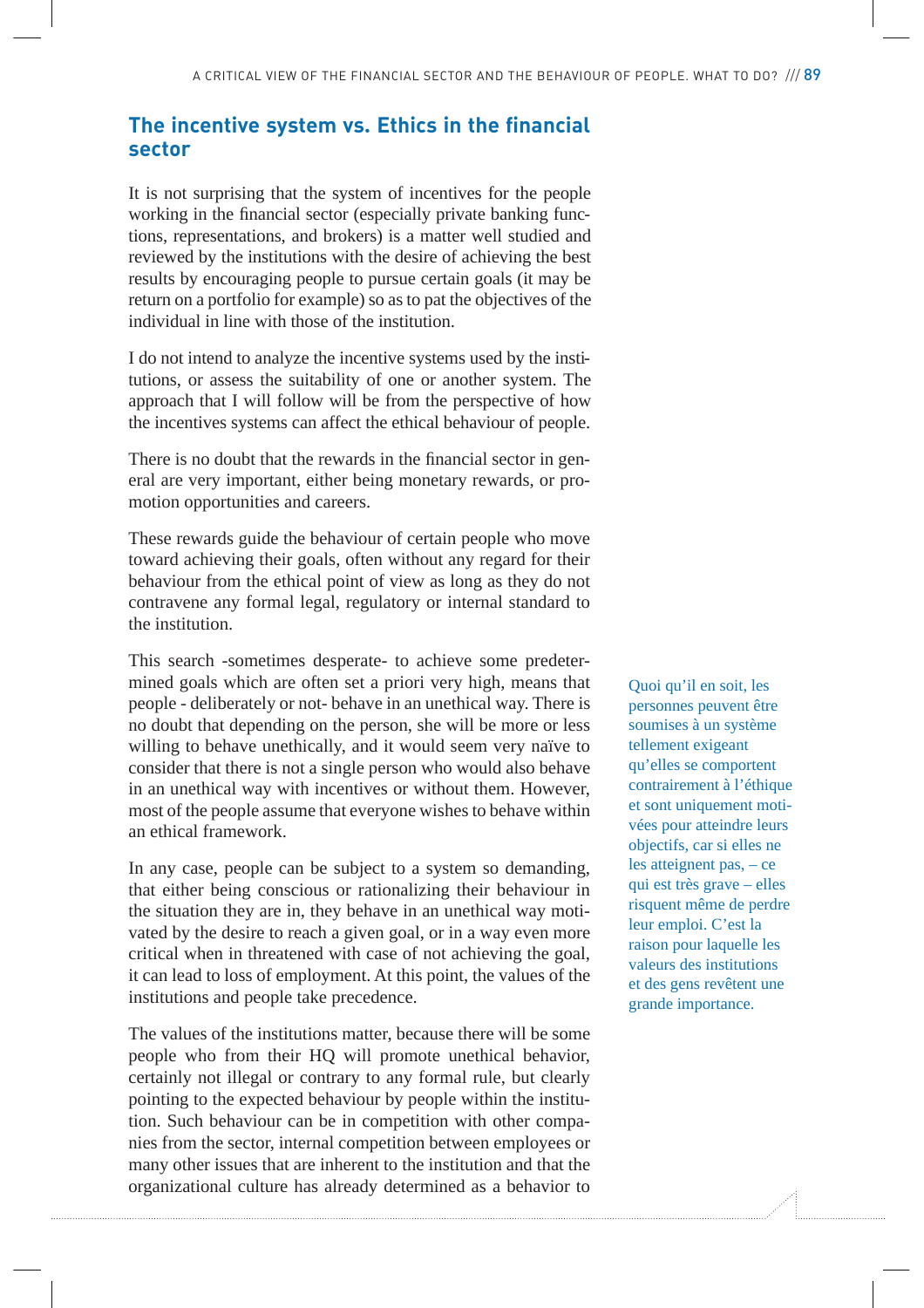## The incentive system vs. Ethics in the financial sector

It is not surprising that the system of incentives for the people working in the financial sector (especially private banking functions, representations, and brokers) is a matter well studied and reviewed by the institutions with the desire of achieving the best results by encouraging people to pursue certain goals (it may be return on a portfolio for example) so as to pat the objectives of the individual in line with those of the institution.

I do not intend to analyze the incentive systems used by the institutions, or assess the suitability of one or another system. The approach that I will follow will be from the perspective of how the incentives systems can affect the ethical behaviour of people.

There is no doubt that the rewards in the financial sector in general are very important, either being monetary rewards, or promotion opportunities and careers.

These rewards guide the behaviour of certain people who move toward achieving their goals, often without any regard for their behaviour from the ethical point of view as long as they do not contravene any formal legal, regulatory or internal standard to the institution.

This search -sometimes desperate- to achieve some predetermined goals which are often set a priori very high, means that people - deliberately or not- behave in an unethical way. There is no doubt that depending on the person, she will be more or less willing to behave unethically, and it would seem very naïve to consider that there is not a single person who would also behave in an unethical way with incentives or without them. However, most of the people assume that everyone wishes to behave within an ethical framework.

In any case, people can be subject to a system so demanding, that either being conscious or rationalizing their behaviour in the situation they are in, they behave in an unethical way motivated by the desire to reach a given goal, or in a way even more critical when in threatened with case of not achieving the goal, it can lead to loss of employment. At this point, the values of the institutions and people take precedence.

Quoi qu'il en soit, les personnes peuvent être soumises à un système tellement exigeant qu'elles se comportent contrairement à l'éthique et sont uniquement motivées pour atteindre leurs objectifs, car si elles ne les atteignent pas, – ce qui est très grave – elles risquent même de perdre leur emploi. C'est la raison pour laquelle les valeurs des institutions et des gens revêtent une grande importance.

The values of the institutions matter, because there will be some people who from their HQ will promote unethical behavior, certainly not illegal or contrary to any formal rule, but clearly pointing to the expected behaviour by people within the institution. Such behaviour can be in competition with other companies from the sector, internal competition between employees or many other issues that are inherent to the institution and that the organizational culture has already determined as a behavior to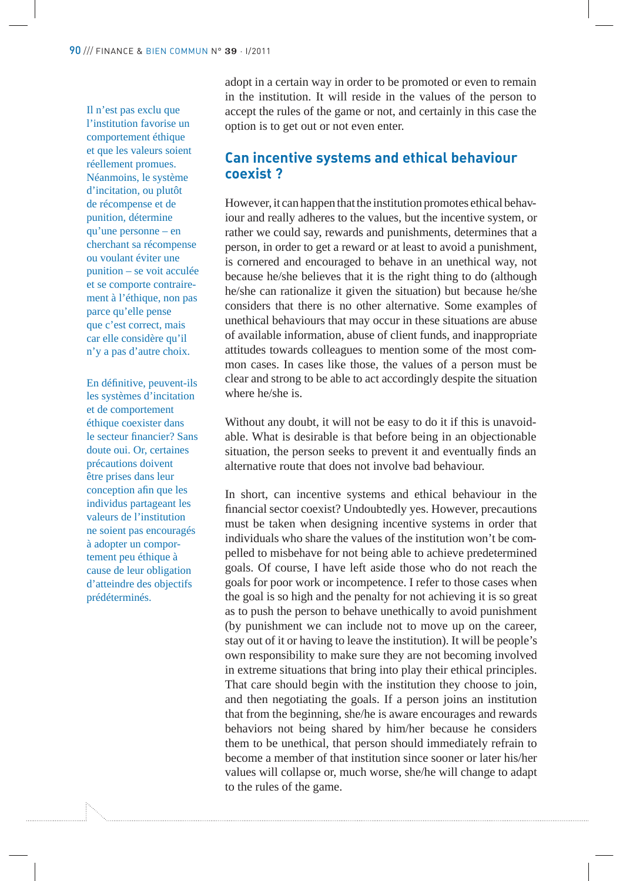Il n'est pas exclu que l'institution favorise un comportement éthique et que les valeurs soient réellement promues. Néanmoins, le système d'incitation, ou plutôt de récompense et de punition, détermine qu'une personne – en cherchant sa récompense ou voulant éviter une punition – se voit acculée et se comporte contrairement à l'éthique, non pas parce qu'elle pense que c'est correct, mais car elle considère qu'il n'y a pas d'autre choix.

En définitive, peuvent-ils les systèmes d'incitation et de comportement éthique coexister dans le secteur financier? Sans doute oui. Or, certaines précautions doivent être prises dans leur conception afin que les individus partageant les valeurs de l'institution ne soient pas encouragés à adopter un comportement peu éthique à cause de leur obligation d'atteindre des objectifs prédéterminés.

adopt in a certain way in order to be promoted or even to remain in the institution. It will reside in the values of the person to accept the rules of the game or not, and certainly in this case the option is to get out or not even enter.

## Can incentive systems and ethical behaviour coexist ?

However, it can happen that the institution promotes ethical behaviour and really adheres to the values, but the incentive system, or rather we could say, rewards and punishments, determines that a person, in order to get a reward or at least to avoid a punishment, is cornered and encouraged to behave in an unethical way, not because he/she believes that it is the right thing to do (although he/she can rationalize it given the situation) but because he/she considers that there is no other alternative. Some examples of unethical behaviours that may occur in these situations are abuse of available information, abuse of client funds, and inappropriate attitudes towards colleagues to mention some of the most common cases. In cases like those, the values of a person must be clear and strong to be able to act accordingly despite the situation where he/she is.

Without any doubt, it will not be easy to do it if this is unavoidable. What is desirable is that before being in an objectionable situation, the person seeks to prevent it and eventually finds an alternative route that does not involve bad behaviour.

In short, can incentive systems and ethical behaviour in the financial sector coexist? Undoubtedly yes. However, precautions must be taken when designing incentive systems in order that individuals who share the values of the institution won't be compelled to misbehave for not being able to achieve predetermined goals. Of course, I have left aside those who do not reach the goals for poor work or incompetence. I refer to those cases when the goal is so high and the penalty for not achieving it is so great as to push the person to behave unethically to avoid punishment (by punishment we can include not to move up on the career, stay out of it or having to leave the institution). It will be people's own responsibility to make sure they are not becoming involved in extreme situations that bring into play their ethical principles. That care should begin with the institution they choose to join, and then negotiating the goals. If a person joins an institution that from the beginning, she/he is aware encourages and rewards behaviors not being shared by him/her because he considers them to be unethical, that person should immediately refrain to become a member of that institution since sooner or later his/her values will collapse or, much worse, she/he will change to adapt to the rules of the game.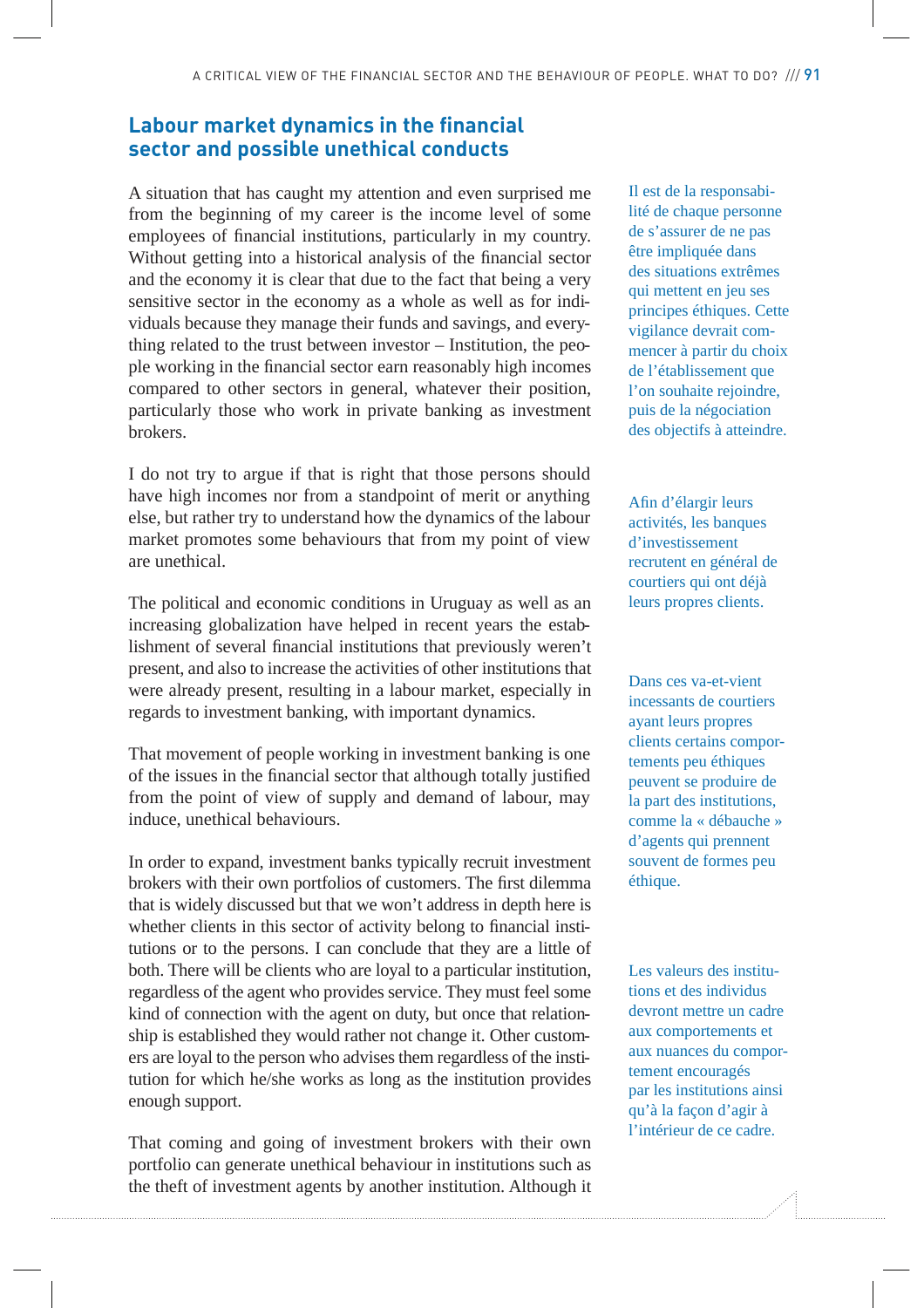## Labour market dynamics in the financial sector and possible unethical conducts

A situation that has caught my attention and even surprised me from the beginning of my career is the income level of some employees of financial institutions, particularly in my country. Without getting into a historical analysis of the financial sector and the economy it is clear that due to the fact that being a very sensitive sector in the economy as a whole as well as for individuals because they manage their funds and savings, and everything related to the trust between investor – Institution, the people working in the financial sector earn reasonably high incomes compared to other sectors in general, whatever their position, particularly those who work in private banking as investment brokers.

I do not try to argue if that is right that those persons should have high incomes nor from a standpoint of merit or anything else, but rather try to understand how the dynamics of the labour market promotes some behaviours that from my point of view are unethical.

The political and economic conditions in Uruguay as well as an increasing globalization have helped in recent years the establishment of several financial institutions that previously weren't present, and also to increase the activities of other institutions that were already present, resulting in a labour market, especially in regards to investment banking, with important dynamics.

That movement of people working in investment banking is one of the issues in the financial sector that although totally justified from the point of view of supply and demand of labour, may induce, unethical behaviours.

In order to expand, investment banks typically recruit investment brokers with their own portfolios of customers. The first dilemma that is widely discussed but that we won't address in depth here is whether clients in this sector of activity belong to financial institutions or to the persons. I can conclude that they are a little of both. There will be clients who are loyal to a particular institution, regardless of the agent who provides service. They must feel some kind of connection with the agent on duty, but once that relationship is established they would rather not change it. Other customers are loyal to the person who advises them regardless of the institution for which he/she works as long as the institution provides enough support.

That coming and going of investment brokers with their own portfolio can generate unethical behaviour in institutions such as the theft of investment agents by another institution. Although it

Il est de la responsabilité de chaque personne de s'assurer de ne pas être impliquée dans des situations extrêmes qui mettent en jeu ses principes éthiques. Cette vigilance devrait commencer à partir du choix de l'établissement que l'on souhaite rejoindre, puis de la négociation des objectifs à atteindre.

Afin d'élargir leurs activités, les banques d'investissement recrutent en général de courtiers qui ont déjà leurs propres clients.

Dans ces va-et-vient incessants de courtiers ayant leurs propres clients certains comportements peu éthiques peuvent se produire de la part des institutions, comme la « débauche » d'agents qui prennent souvent de formes peu éthique.

Les valeurs des institutions et des individus devront mettre un cadre aux comportements et aux nuances du comportement encouragés par les institutions ainsi qu'à la façon d'agir à l'intérieur de ce cadre.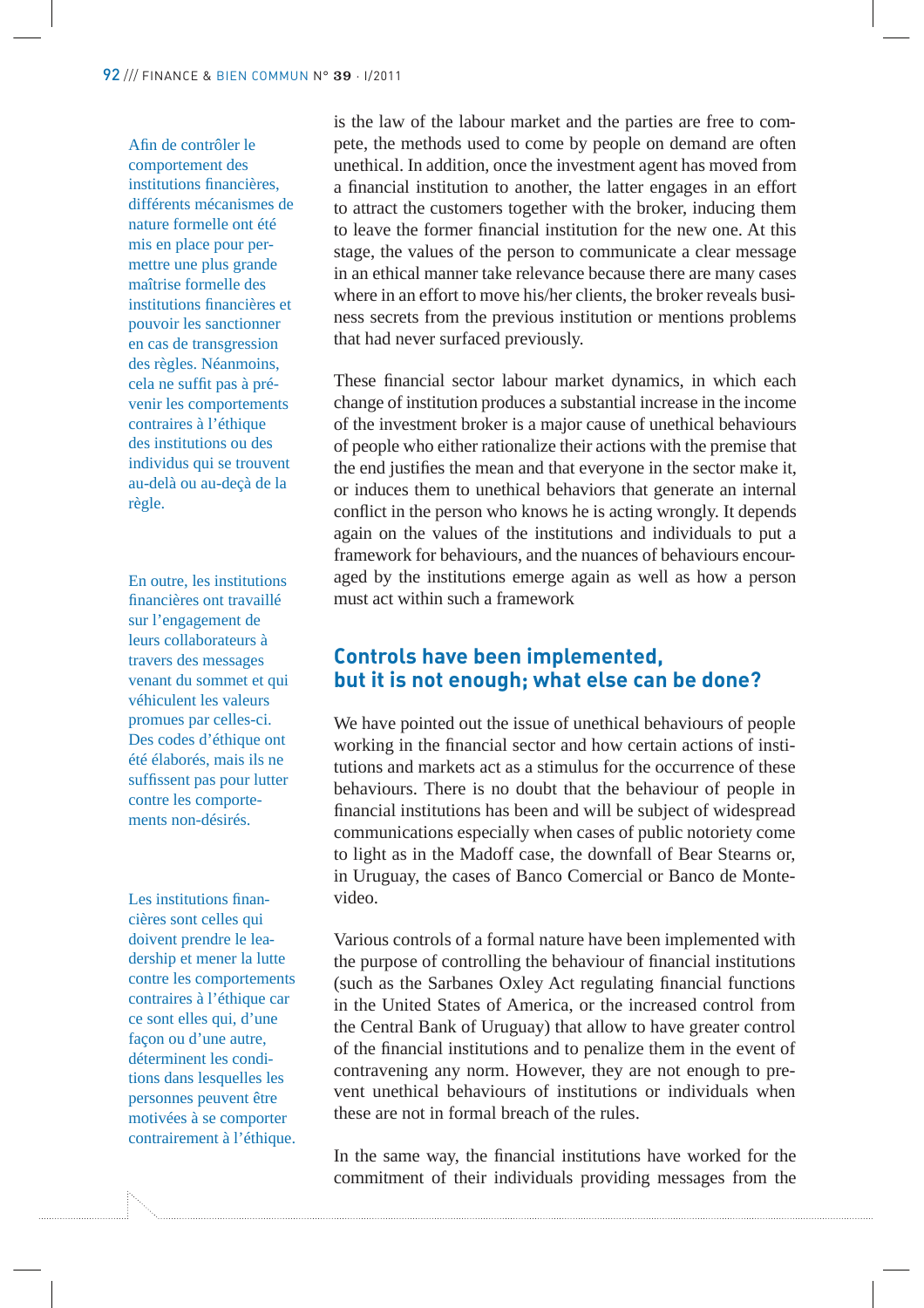is the law of the labour market and the parties are free to compete, the methods used to come by people on demand are often unethical. In addition, once the investment agent has moved from a financial institution to another, the latter engages in an effort to attract the customers together with the broker, inducing them to leave the former financial institution for the new one. At this stage, the values of the person to communicate a clear message in an ethical manner take relevance because there are many cases where in an effort to move his/her clients, the broker reveals business secrets from the previous institution or mentions problems that had never surfaced previously.

These financial sector labour market dynamics, in which each change of institution produces a substantial increase in the income of the investment broker is a major cause of unethical behaviours of people who either rationalize their actions with the premise that the end justifies the mean and that everyone in the sector make it, or induces them to unethical behaviors that generate an internal conflict in the person who knows he is acting wrongly. It depends again on the values of the institutions and individuals to put a framework for behaviours, and the nuances of behaviours encouraged by the institutions emerge again as well as how a person must act within such a framework

> Afin de contrôler le comportement des institutions financières, différents mécanismes de nature formelle ont été mis en place pour permettre une plus grande maîtrise formelle des institutions financières et pouvoir les sanctionner en cas de transgression des règles. Néanmoins, cela ne suffit pas à prévenir les comportements contraires à l'éthique des institutions ou des individus qui se trouvent au-delà ou au-deçà de la règle.

## Controls have been implemented, but it is not enough; what else can be done?

We have pointed out the issue of unethical behaviours of people working in the financial sector and how certain actions of institutions and markets act as a stimulus for the occurrence of these behaviours. There is no doubt that the behaviour of people in financial institutions has been and will be subject of widespread communications especially when cases of public notoriety come to light as in the Madoff case, the downfall of Bear Stearns or, in Uruguay, the cases of Banco Comercial or Banco de Montevideo.

> En outre, les institutions financières ont travaillé sur l'engagement de leurs collaborateurs à travers des messages venant du sommet et qui véhiculent les valeurs promues par celles-ci. Des codes d'éthique ont été élaborés, mais ils ne suffissent pas pour lutter contre les comportements non-désirés.

Various controls of a formal nature have been implemented with the purpose of controlling the behaviour of financial institutions (such as the Sarbanes Oxley Act regulating financial functions in the United States of America, or the increased control from the Central Bank of Uruguay) that allow to have greater control of the financial institutions and to penalize them in the event of contravening any norm. However, they are not enough to prevent unethical behaviours of institutions or individuals when these are not in formal breach of the rules.

> Les institutions financières sont celles qui doivent prendre le leadership et mener la lutte contre les comportements contraires à l'éthique car ce sont elles qui, d'une façon ou d'une autre, déterminent les conditions dans lesquelles les personnes peuvent être motivées à se comporter contrairement à l'éthique.

In the same way, the financial institutions have worked for the commitment of their individuals providing messages from the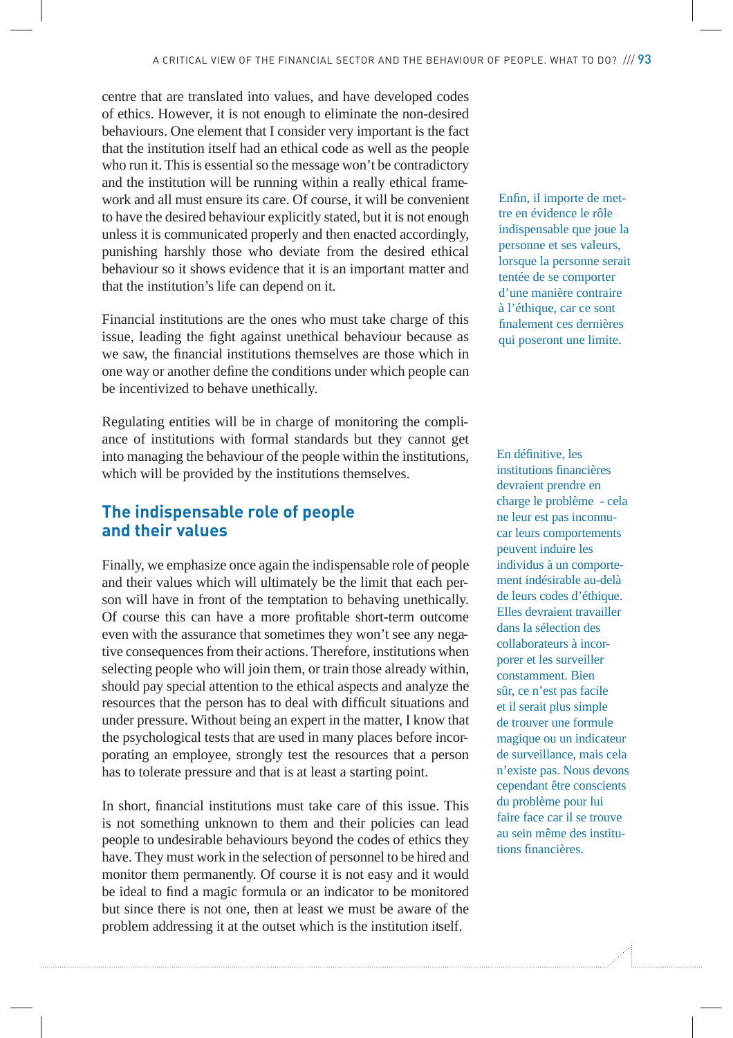centre that are translated into values, and have developed codes of ethics. However, it is not enough to eliminate the non-desired behaviours. One element that I consider very important is the fact that the institution itself had an ethical code as well as the people who run it. This is essential so the message won't be contradictory and the institution will be running within a really ethical framework and all must ensure its care. Of course, it will be convenient to have the desired behaviour explicitly stated, but it is not enough unless it is communicated properly and then enacted accordingly, punishing harshly those who deviate from the desired ethical behaviour so it shows evidence that it is an important matter and that the institution's life can depend on it.

Enfin, il importe de mettre en évidence le rôle indispensable que joue la personne et ses valeurs, lorsque la personne serait tentée de se comporter d'une manière contraire à l'éthique, car ce sont finalement ces dernières qui poseront une limite.

Financial institutions are the ones who must take charge of this issue, leading the fight against unethical behaviour because as we saw, the financial institutions themselves are those which in one way or another define the conditions under which people can be incentivized to behave unethically.

Regulating entities will be in charge of monitoring the compliance of institutions with formal standards but they cannot get into managing the behaviour of the people within the institutions, which will be provided by the institutions themselves.

## The indispensable role of people and their values

Finally, we emphasize once again the indispensable role of people and their values which will ultimately be the limit that each person will have in front of the temptation to behaving unethically. Of course this can have a more profitable short-term outcome even with the assurance that sometimes they won't see any negative consequences from their actions. Therefore, institutions when selecting people who will join them, or train those already within, should pay special attention to the ethical aspects and analyze the resources that the person has to deal with difficult situations and under pressure. Without being an expert in the matter, I know that the psychological tests that are used in many places before incorporating an employee, strongly test the resources that a person has to tolerate pressure and that is at least a starting point.

In short, financial institutions must take care of this issue. This is not something unknown to them and their policies can lead people to undesirable behaviours beyond the codes of ethics they have. They must work in the selection of personnel to be hired and monitor them permanently. Of course it is not easy and it would be ideal to find a magic formula or an indicator to be monitored but since there is not one, then at least we must be aware of the problem addressing it at the outset which is the institution itself.

En définitive, les institutions financières devraient prendre en charge le problème - cela ne leur est pas inconnu- car leurs comportements peuvent induire les individus à un comportement indésirable au-delà de leurs codes d'éthique. Elles devraient travailler dans la sélection des collaborateurs à incorporer et les surveiller constamment. Bien sûr, ce n'est pas facile et il serait plus simple de trouver une formule magique ou un indicateur de surveillance, mais cela n'existe pas. Nous devons cependant être conscients du problème pour lui faire face car il se trouve au sein même des institutions financières.